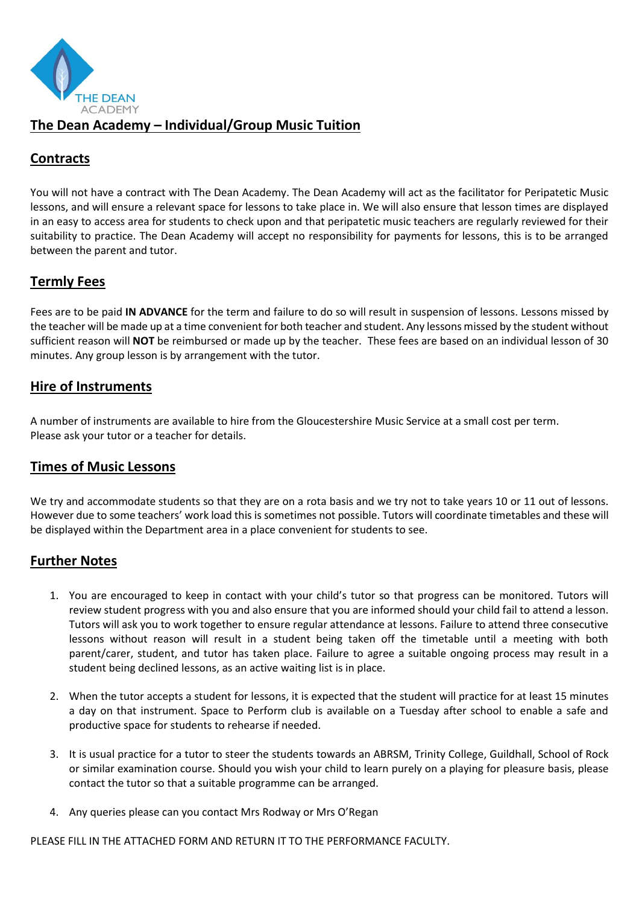# The Dean Academy – Individual/Group Music Tuition

## Contracts

You will not have a contract with The Dean Academy. The Dean Academy will act as the facilitator for Peripatetic Music lessons, and will ensure a relevant space for lessons to take place in. We will also ensure that lesson times are displayed in an easy to access area for students to check upon and that peripatetic music teachers are regularly reviewed for their suitability to practice. The Dean Academy will accept no responsibility for payments for lessons, this is to be arranged between the parent and tutor.

## Termly Fees

Fees are to be paid **IN ADVANCE** for the term and failure to do so will result in suspension of lessons. Lessons missed by the teacher will be made up at a time convenient for both teacher and student. Any lessons missed by the student without sufficient reason will **NOT** be reimbursed or made up by the teacher. These fees are based on an individual lesson of 30 minutes. Any group lesson is by arrangement with the tutor.

## Hire of Instruments

A number of instruments are available to hire from the Gloucestershire Music Service at a small cost per term.
Please ask your tutor or a teacher for details.

## Times of Music Lessons

We try and accommodate students so that they are on a rota basis and we try not to take years 10 or 11 out of lessons. However due to some teachers' work load this is sometimes not possible. Tutors will coordinate timetables and these will be displayed within the Department area in a place convenient for students to see.

## Further Notes

1. You are encouraged to keep in contact with your child's tutor so that progress can be monitored. Tutors will review student progress with you and also ensure that you are informed should your child fail to attend a lesson. Tutors will ask you to work together to ensure regular attendance at lessons. Failure to attend three consecutive lessons without reason will result in a student being taken off the timetable until a meeting with both parent/carer, student, and tutor has taken place. Failure to agree a suitable ongoing process may result in a student being declined lessons, as an active waiting list is in place.

2. When the tutor accepts a student for lessons, it is expected that the student will practice for at least 15 minutes a day on that instrument. Space to Perform club is available on a Tuesday after school to enable a safe and productive space for students to rehearse if needed.

3. It is usual practice for a tutor to steer the students towards an ABRSM, Trinity College, Guildhall, School of Rock or similar examination course. Should you wish your child to learn purely on a playing for pleasure basis, please contact the tutor so that a suitable programme can be arranged.

4. Any queries please can you contact Mrs Rodway or Mrs O'Regan

PLEASE FILL IN THE ATTACHED FORM AND RETURN IT TO THE PERFORMANCE FACULTY.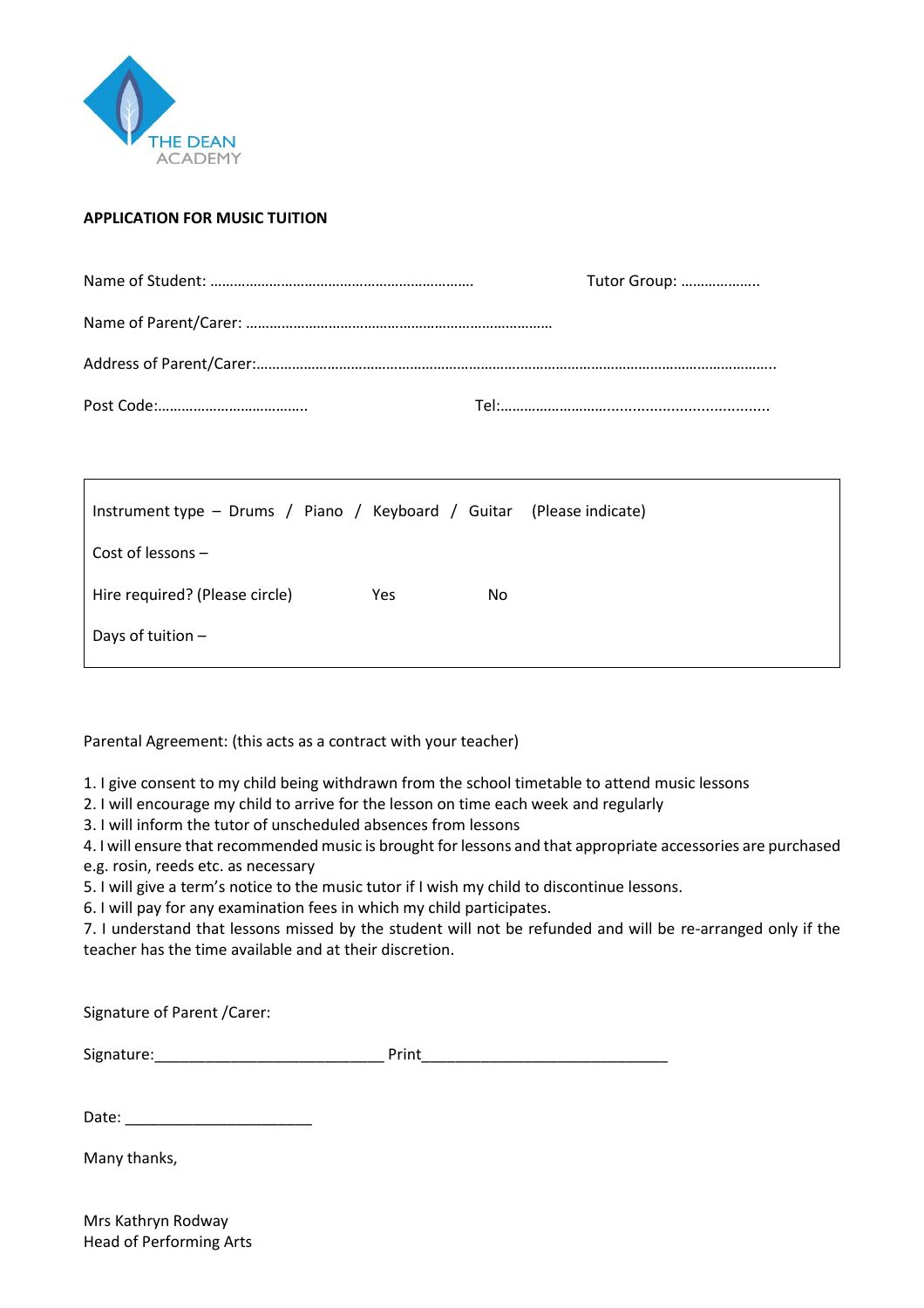THE DEAN ACADEMY

**APPLICATION FOR MUSIC TUITION**

Name of Student: …………………………………………………………. Tutor Group: ………………..

Name of Parent/Carer: ……………………………………………………………………

Address of Parent/Carer:………………………………………………………………………………………………………………..

Post Code:……………………………….. Tel:………………………..................................

Instrument type – Drums / Piano / Keyboard / Guitar (Please indicate)

Cost of lessons –

Hire required? (Please circle) Yes No

Days of tuition –

Parental Agreement: (this acts as a contract with your teacher)

1. I give consent to my child being withdrawn from the school timetable to attend music lessons
2. I will encourage my child to arrive for the lesson on time each week and regularly
3. I will inform the tutor of unscheduled absences from lessons
4. I will ensure that recommended music is brought for lessons and that appropriate accessories are purchased e.g. rosin, reeds etc. as necessary
5. I will give a term's notice to the music tutor if I wish my child to discontinue lessons.
6. I will pay for any examination fees in which my child participates.
7. I understand that lessons missed by the student will not be refunded and will be re-arranged only if the teacher has the time available and at their discretion.

Signature of Parent /Carer:

Signature:___________________________ Print_____________________________

Date: ______________________

Many thanks,

Mrs Kathryn Rodway
Head of Performing Arts